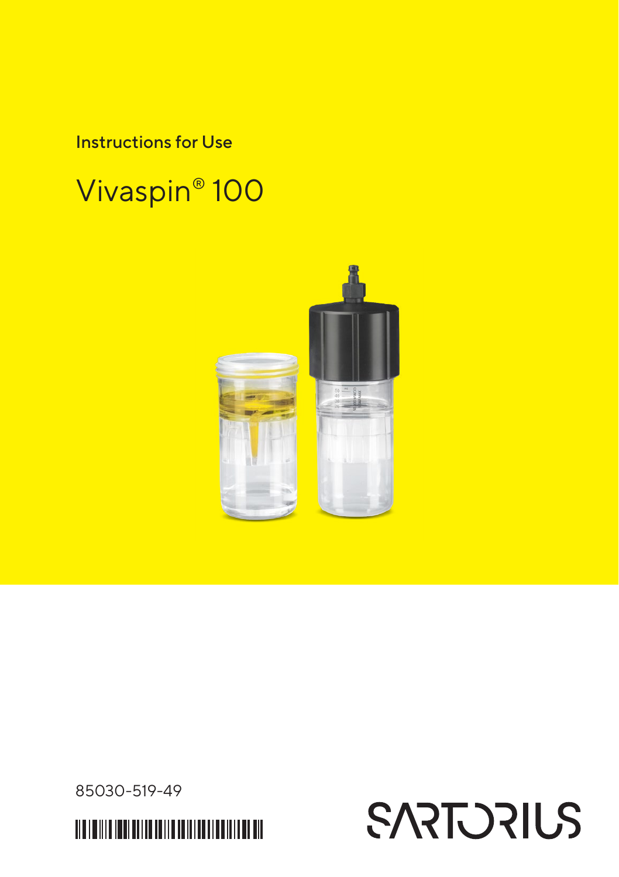Instructions for Use

# Vivaspin® 100

85030-519-49

SARTORIUS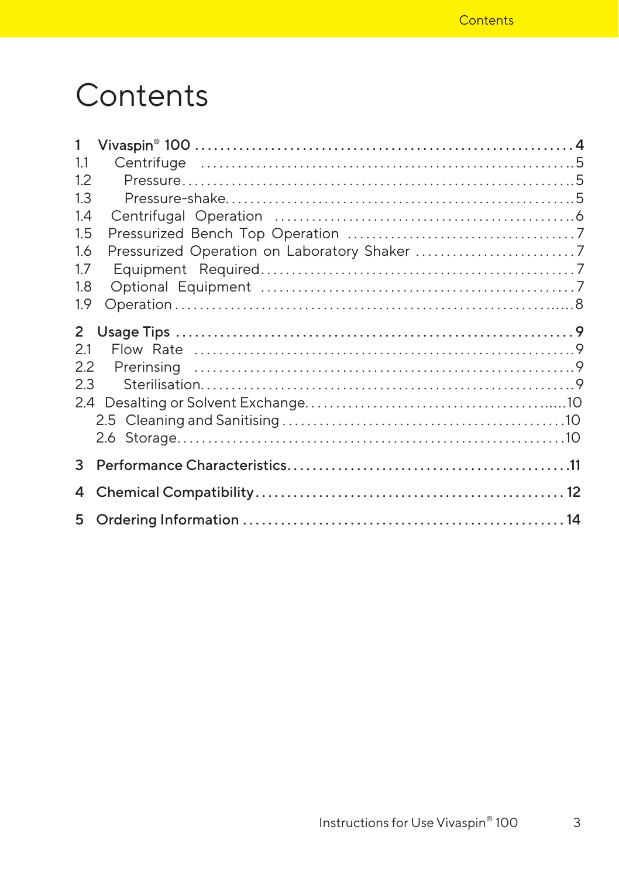# Contents

**1 Vivaspin® 100 . . . . . . . . . . 4**

1.1 Centrifuge . . . . . . . . . . 5

1.2 Pressure . . . . . . . . . . 5

1.3 Pressure-shake . . . . . . . . . . 5

1.4 Centrifugal Operation . . . . . . . . . . 6

1.5 Pressurized Bench Top Operation . . . . . . . . . . 7

1.6 Pressurized Operation on Laboratory Shaker . . . . . . . . . . 7

1.7 Equipment Required . . . . . . . . . . 7

1.8 Optional Equipment . . . . . . . . . . 7

1.9 Operation . . . . . . . . . . 8

**2 Usage Tips . . . . . . . . . . 9**

2.1 Flow Rate . . . . . . . . . . 9

2.2 Prerinsing . . . . . . . . . . 9

2.3 Sterilisation . . . . . . . . . . 9

2.4 Desalting or Solvent Exchange . . . . . . . . . . 10

2.5 Cleaning and Sanitising . . . . . . . . . . 10

2.6 Storage . . . . . . . . . . 10

**3 Performance Characteristics . . . . . . . . . . 11**

**4 Chemical Compatibility . . . . . . . . . . 12**

**5 Ordering Information . . . . . . . . . . 14**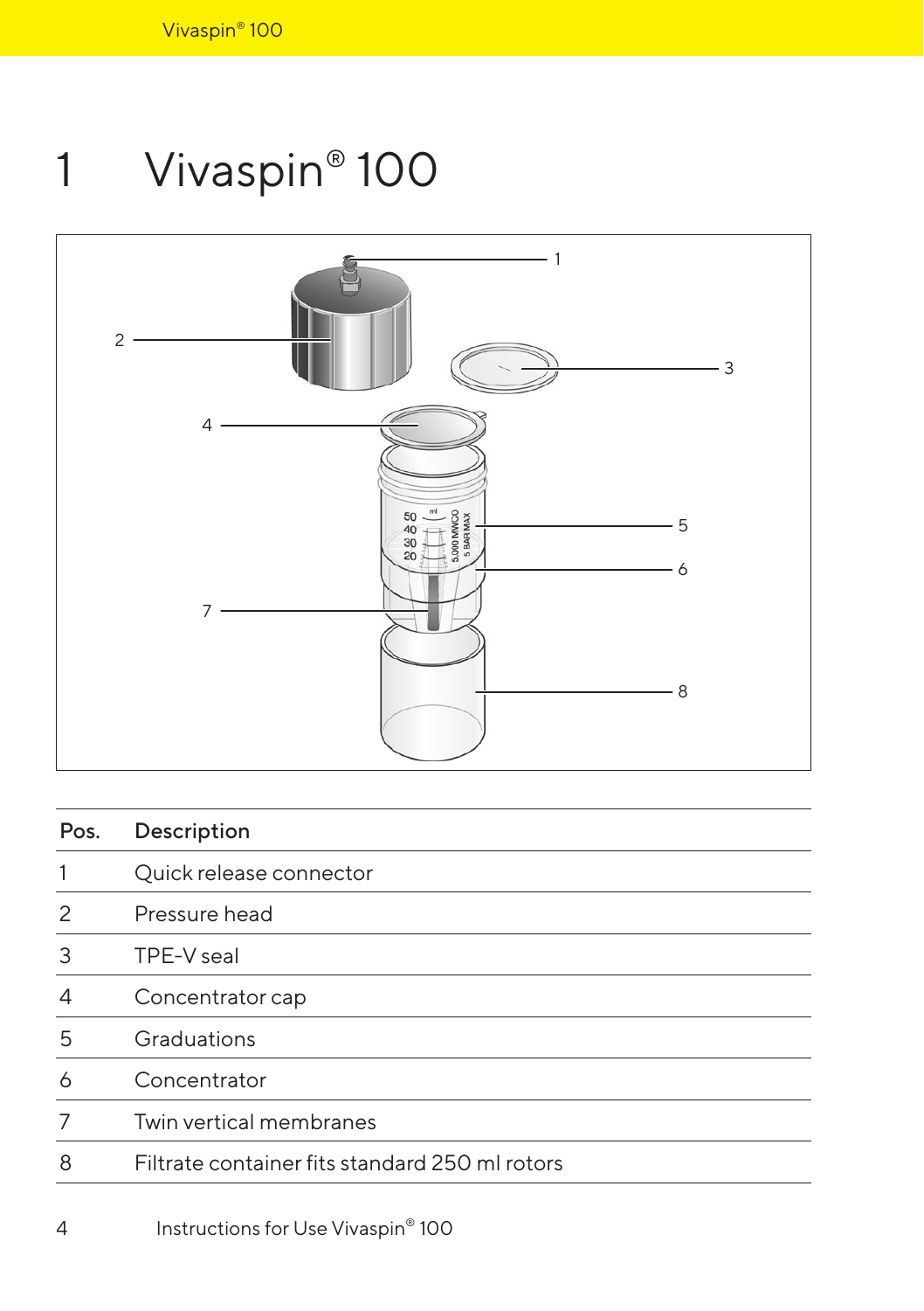# 1 Vivaspin® 100

| Pos. | Description |
|---|---|
| 1 | Quick release connector |
| 2 | Pressure head |
| 3 | TPE-V seal |
| 4 | Concentrator cap |
| 5 | Graduations |
| 6 | Concentrator |
| 7 | Twin vertical membranes |
| 8 | Filtrate container fits standard 250 ml rotors |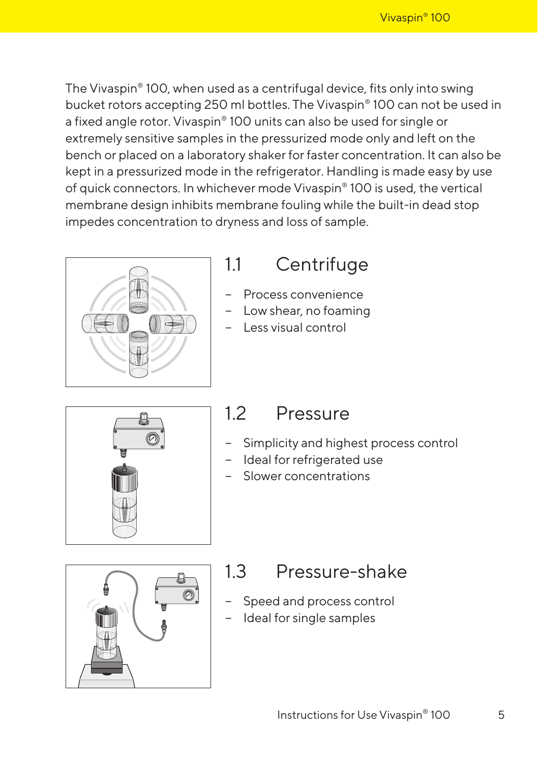The Vivaspin® 100, when used as a centrifugal device, fits only into swing bucket rotors accepting 250 ml bottles. The Vivaspin® 100 can not be used in a fixed angle rotor. Vivaspin® 100 units can also be used for single or extremely sensitive samples in the pressurized mode only and left on the bench or placed on a laboratory shaker for faster concentration. It can also be kept in a pressurized mode in the refrigerator. Handling is made easy by use of quick connectors. In whichever mode Vivaspin® 100 is used, the vertical membrane design inhibits membrane fouling while the built-in dead stop impedes concentration to dryness and loss of sample.

## 1.1 Centrifuge

- Process convenience
- Low shear, no foaming
- Less visual control

## 1.2 Pressure

- Simplicity and highest process control
- Ideal for refrigerated use
- Slower concentrations

## 1.3 Pressure-shake

- Speed and process control
- Ideal for single samples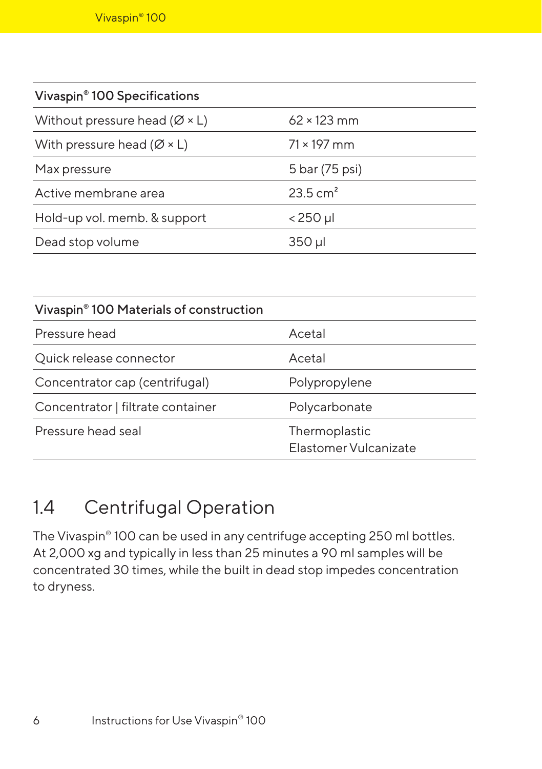| Vivaspin® 100 Specifications | |
|---|---|
| Without pressure head (Ø × L) | 62 × 123 mm |
| With pressure head (Ø × L) | 71 × 197 mm |
| Max pressure | 5 bar (75 psi) |
| Active membrane area | 23.5 $cm^2$ |
| Hold-up vol. memb. & support | < 250 µl |
| Dead stop volume | 350 µl |

| Vivaspin® 100 Materials of construction | |
|---|---|
| Pressure head | Acetal |
| Quick release connector | Acetal |
| Concentrator cap (centrifugal) | Polypropylene |
| Concentrator \| filtrate container | Polycarbonate |
| Pressure head seal | Thermoplastic Elastomer Vulcanizate |

## 1.4 Centrifugal Operation

The Vivaspin® 100 can be used in any centrifuge accepting 250 ml bottles. At 2,000 xg and typically in less than 25 minutes a 90 ml samples will be concentrated 30 times, while the built in dead stop impedes concentration to dryness.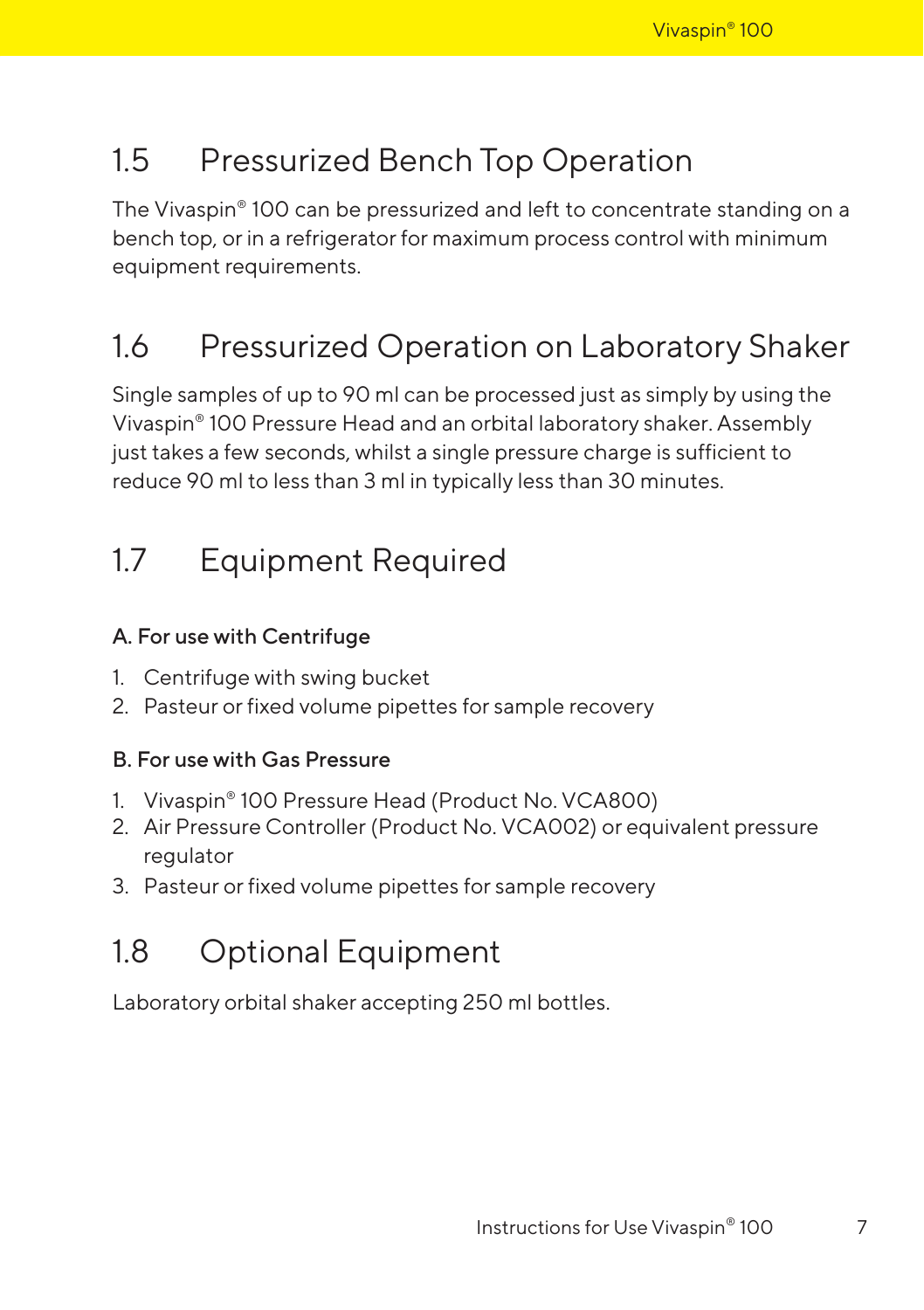## 1.5 Pressurized Bench Top Operation

The Vivaspin® 100 can be pressurized and left to concentrate standing on a bench top, or in a refrigerator for maximum process control with minimum equipment requirements.

## 1.6 Pressurized Operation on Laboratory Shaker

Single samples of up to 90 ml can be processed just as simply by using the Vivaspin® 100 Pressure Head and an orbital laboratory shaker. Assembly just takes a few seconds, whilst a single pressure charge is sufficient to reduce 90 ml to less than 3 ml in typically less than 30 minutes.

## 1.7 Equipment Required

### A. For use with Centrifuge

1. Centrifuge with swing bucket
2. Pasteur or fixed volume pipettes for sample recovery

### B. For use with Gas Pressure

1. Vivaspin® 100 Pressure Head (Product No. VCA800)
2. Air Pressure Controller (Product No. VCA002) or equivalent pressure regulator
3. Pasteur or fixed volume pipettes for sample recovery

## 1.8 Optional Equipment

Laboratory orbital shaker accepting 250 ml bottles.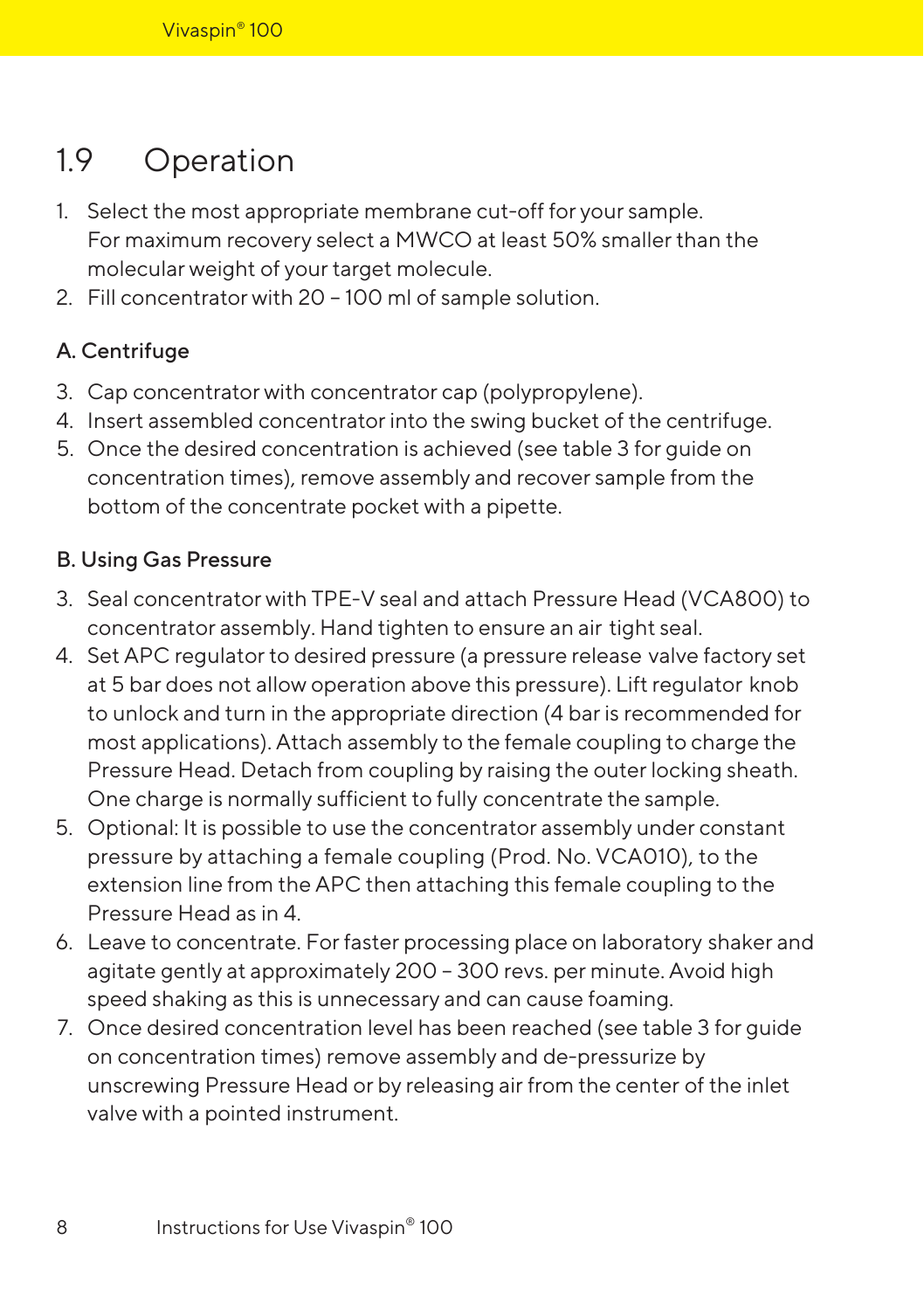## 1.9 Operation

1. Select the most appropriate membrane cut-off for your sample. For maximum recovery select a MWCO at least 50% smaller than the molecular weight of your target molecule.
2. Fill concentrator with 20 – 100 ml of sample solution.

### A. Centrifuge

3. Cap concentrator with concentrator cap (polypropylene).
4. Insert assembled concentrator into the swing bucket of the centrifuge.
5. Once the desired concentration is achieved (see table 3 for guide on concentration times), remove assembly and recover sample from the bottom of the concentrate pocket with a pipette.

### B. Using Gas Pressure

3. Seal concentrator with TPE-V seal and attach Pressure Head (VCA800) to concentrator assembly. Hand tighten to ensure an air tight seal.
4. Set APC regulator to desired pressure (a pressure release valve factory set at 5 bar does not allow operation above this pressure). Lift regulator knob to unlock and turn in the appropriate direction (4 bar is recommended for most applications). Attach assembly to the female coupling to charge the Pressure Head. Detach from coupling by raising the outer locking sheath. One charge is normally sufficient to fully concentrate the sample.
5. Optional: It is possible to use the concentrator assembly under constant pressure by attaching a female coupling (Prod. No. VCA010), to the extension line from the APC then attaching this female coupling to the Pressure Head as in 4.
6. Leave to concentrate. For faster processing place on laboratory shaker and agitate gently at approximately 200 – 300 revs. per minute. Avoid high speed shaking as this is unnecessary and can cause foaming.
7. Once desired concentration level has been reached (see table 3 for guide on concentration times) remove assembly and de-pressurize by unscrewing Pressure Head or by releasing air from the center of the inlet valve with a pointed instrument.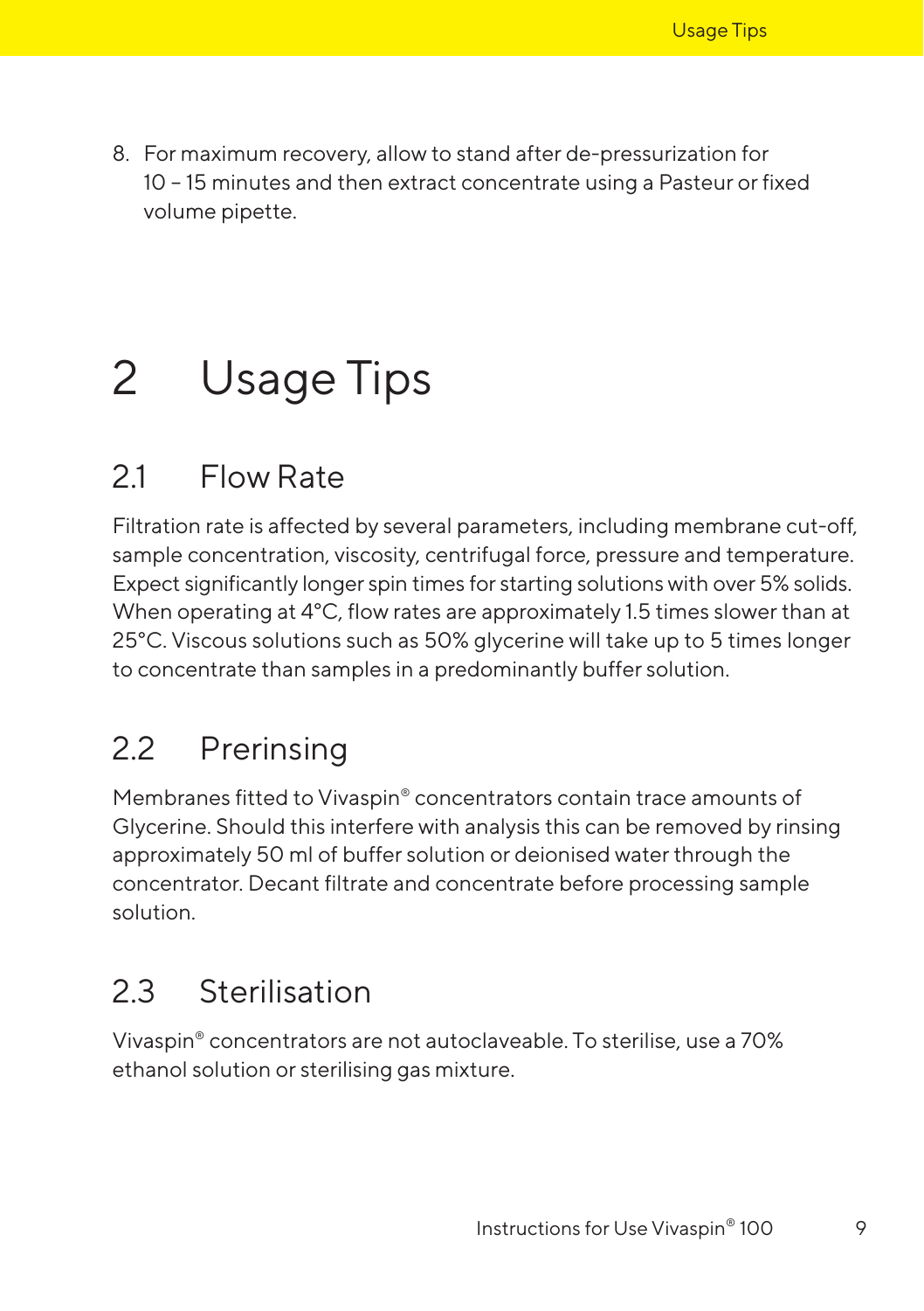8. For maximum recovery, allow to stand after de-pressurization for 10 – 15 minutes and then extract concentrate using a Pasteur or fixed volume pipette.

# 2 Usage Tips

## 2.1 Flow Rate

Filtration rate is affected by several parameters, including membrane cut-off, sample concentration, viscosity, centrifugal force, pressure and temperature. Expect significantly longer spin times for starting solutions with over 5% solids. When operating at 4°C, flow rates are approximately 1.5 times slower than at 25°C. Viscous solutions such as 50% glycerine will take up to 5 times longer to concentrate than samples in a predominantly buffer solution.

## 2.2 Prerinsing

Membranes fitted to Vivaspin® concentrators contain trace amounts of Glycerine. Should this interfere with analysis this can be removed by rinsing approximately 50 ml of buffer solution or deionised water through the concentrator. Decant filtrate and concentrate before processing sample solution.

## 2.3 Sterilisation

Vivaspin® concentrators are not autoclaveable. To sterilise, use a 70% ethanol solution or sterilising gas mixture.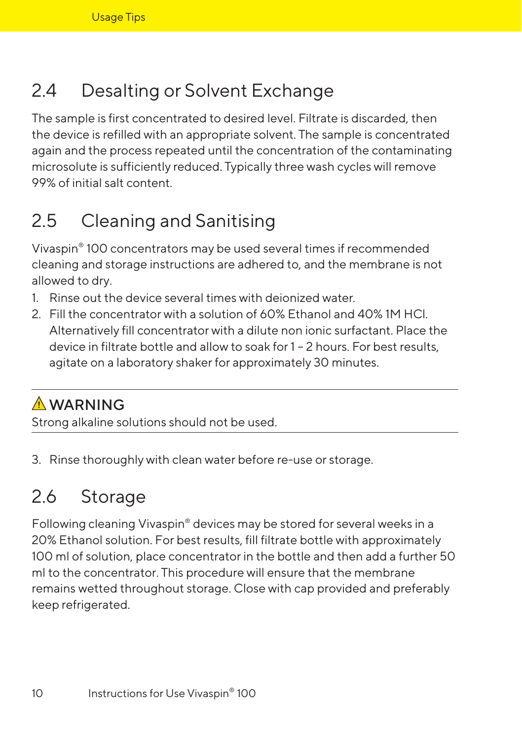## 2.4 Desalting or Solvent Exchange

The sample is first concentrated to desired level. Filtrate is discarded, then the device is refilled with an appropriate solvent. The sample is concentrated again and the process repeated until the concentration of the contaminating microsolute is sufficiently reduced. Typically three wash cycles will remove 99% of initial salt content.

## 2.5 Cleaning and Sanitising

Vivaspin® 100 concentrators may be used several times if recommended cleaning and storage instructions are adhered to, and the membrane is not allowed to dry.

1. Rinse out the device several times with deionized water.
2. Fill the concentrator with a solution of 60% Ethanol and 40% 1M HCl. Alternatively fill concentrator with a dilute non ionic surfactant. Place the device in filtrate bottle and allow to soak for 1 – 2 hours. For best results, agitate on a laboratory shaker for approximately 30 minutes.

---

⚠ **WARNING**
Strong alkaline solutions should not be used.

---

3. Rinse thoroughly with clean water before re-use or storage.

## 2.6 Storage

Following cleaning Vivaspin® devices may be stored for several weeks in a 20% Ethanol solution. For best results, fill filtrate bottle with approximately 100 ml of solution, place concentrator in the bottle and then add a further 50 ml to the concentrator. This procedure will ensure that the membrane remains wetted throughout storage. Close with cap provided and preferably keep refrigerated.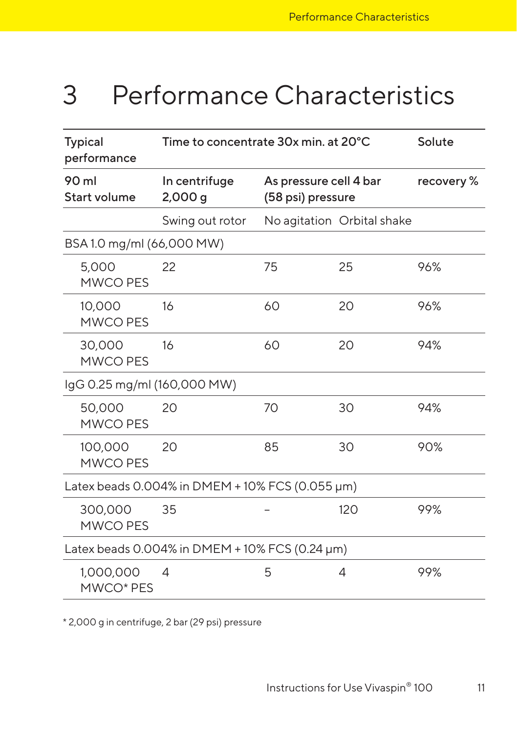# 3 Performance Characteristics

| Typical performance | Time to concentrate 30x min. at 20°C | | | Solute |
|---|---|---|---|---|
| 90 ml Start volume | In centrifuge 2,000 g | As pressure cell 4 bar (58 psi) pressure | | recovery % |
| | Swing out rotor | No agitation | Orbital shake | |
| BSA 1.0 mg/ml (66,000 MW) | | | | |
| 5,000 MWCO PES | 22 | 75 | 25 | 96% |
| 10,000 MWCO PES | 16 | 60 | 20 | 96% |
| 30,000 MWCO PES | 16 | 60 | 20 | 94% |
| IgG 0.25 mg/ml (160,000 MW) | | | | |
| 50,000 MWCO PES | 20 | 70 | 30 | 94% |
| 100,000 MWCO PES | 20 | 85 | 30 | 90% |
| Latex beads 0.004% in DMEM + 10% FCS (0.055 µm) | | | | |
| 300,000 MWCO PES | 35 | – | 120 | 99% |
| Latex beads 0.004% in DMEM + 10% FCS (0.24 µm) | | | | |
| 1,000,000 MWCO* PES | 4 | 5 | 4 | 99% |

* 2,000 g in centrifuge, 2 bar (29 psi) pressure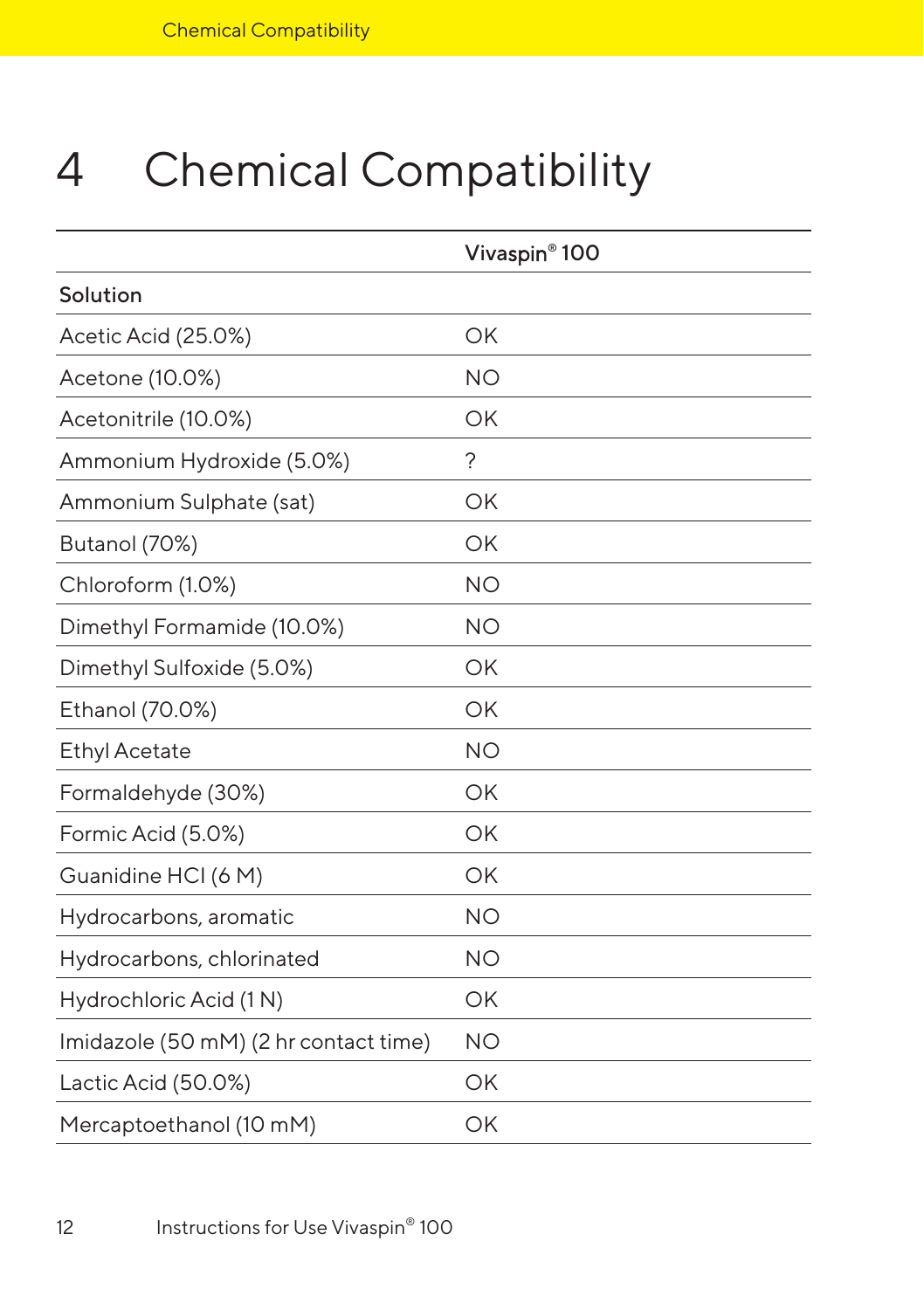# 4 Chemical Compatibility

| | Vivaspin® 100 |
|---|---|
| **Solution** | |
| Acetic Acid (25.0%) | OK |
| Acetone (10.0%) | NO |
| Acetonitrile (10.0%) | OK |
| Ammonium Hydroxide (5.0%) | ? |
| Ammonium Sulphate (sat) | OK |
| Butanol (70%) | OK |
| Chloroform (1.0%) | NO |
| Dimethyl Formamide (10.0%) | NO |
| Dimethyl Sulfoxide (5.0%) | OK |
| Ethanol (70.0%) | OK |
| Ethyl Acetate | NO |
| Formaldehyde (30%) | OK |
| Formic Acid (5.0%) | OK |
| Guanidine HCl (6 M) | OK |
| Hydrocarbons, aromatic | NO |
| Hydrocarbons, chlorinated | NO |
| Hydrochloric Acid (1 N) | OK |
| Imidazole (50 mM) (2 hr contact time) | NO |
| Lactic Acid (50.0%) | OK |
| Mercaptoethanol (10 mM) | OK |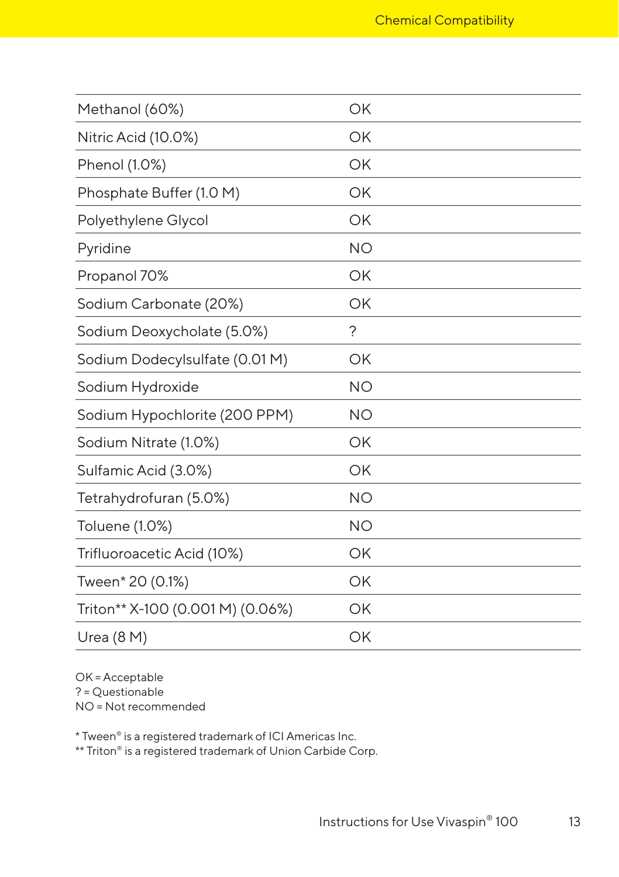| | |
|---|---|
| Methanol (60%) | OK |
| Nitric Acid (10.0%) | OK |
| Phenol (1.0%) | OK |
| Phosphate Buffer (1.0 M) | OK |
| Polyethylene Glycol | OK |
| Pyridine | NO |
| Propanol 70% | OK |
| Sodium Carbonate (20%) | OK |
| Sodium Deoxycholate (5.0%) | ? |
| Sodium Dodecylsulfate (0.01 M) | OK |
| Sodium Hydroxide | NO |
| Sodium Hypochlorite (200 PPM) | NO |
| Sodium Nitrate (1.0%) | OK |
| Sulfamic Acid (3.0%) | OK |
| Tetrahydrofuran (5.0%) | NO |
| Toluene (1.0%) | NO |
| Trifluoroacetic Acid (10%) | OK |
| Tween* 20 (0.1%) | OK |
| Triton** X-100 (0.001 M) (0.06%) | OK |
| Urea (8 M) | OK |

OK = Acceptable
? = Questionable
NO = Not recommended

* Tween® is a registered trademark of ICI Americas Inc.
** Triton® is a registered trademark of Union Carbide Corp.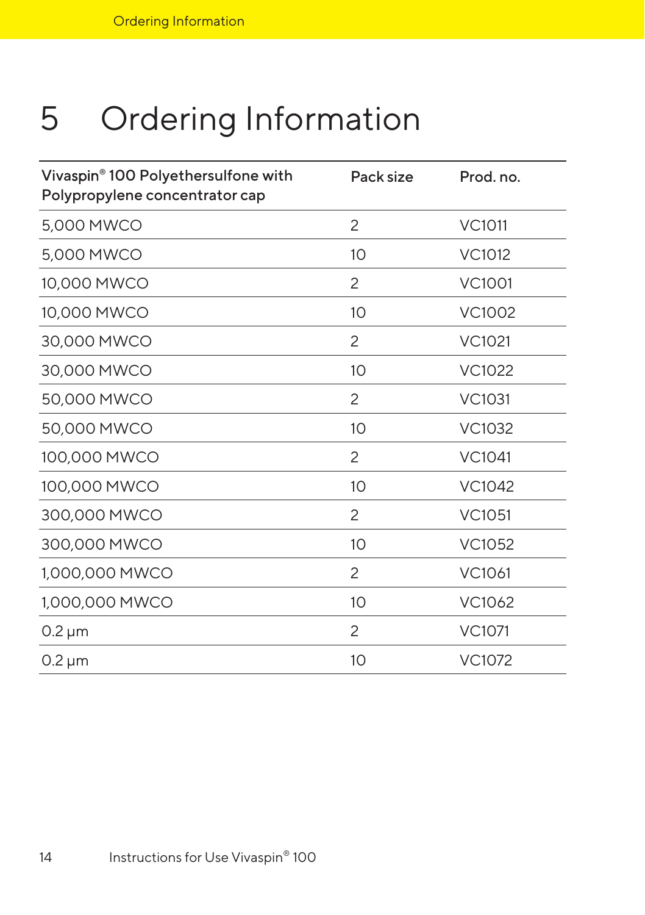# 5 Ordering Information

| Vivaspin® 100 Polyethersulfone with Polypropylene concentrator cap | Pack size | Prod. no. |
|---|---|---|
| 5,000 MWCO | 2 | VC1011 |
| 5,000 MWCO | 10 | VC1012 |
| 10,000 MWCO | 2 | VC1001 |
| 10,000 MWCO | 10 | VC1002 |
| 30,000 MWCO | 2 | VC1021 |
| 30,000 MWCO | 10 | VC1022 |
| 50,000 MWCO | 2 | VC1031 |
| 50,000 MWCO | 10 | VC1032 |
| 100,000 MWCO | 2 | VC1041 |
| 100,000 MWCO | 10 | VC1042 |
| 300,000 MWCO | 2 | VC1051 |
| 300,000 MWCO | 10 | VC1052 |
| 1,000,000 MWCO | 2 | VC1061 |
| 1,000,000 MWCO | 10 | VC1062 |
| 0.2 µm | 2 | VC1071 |
| 0.2 µm | 10 | VC1072 |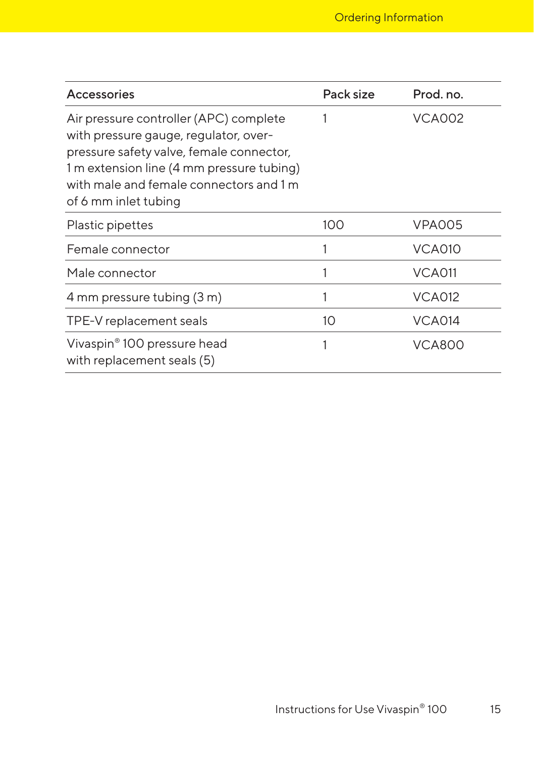| Accessories | Pack size | Prod. no. |
| --- | --- | --- |
| Air pressure controller (APC) complete with pressure gauge, regulator, over-pressure safety valve, female connector, 1 m extension line (4 mm pressure tubing) with male and female connectors and 1 m of 6 mm inlet tubing | 1 | VCA002 |
| Plastic pipettes | 100 | VPA005 |
| Female connector | 1 | VCA010 |
| Male connector | 1 | VCA011 |
| 4 mm pressure tubing (3 m) | 1 | VCA012 |
| TPE-V replacement seals | 10 | VCA014 |
| Vivaspin® 100 pressure head with replacement seals (5) | 1 | VCA800 |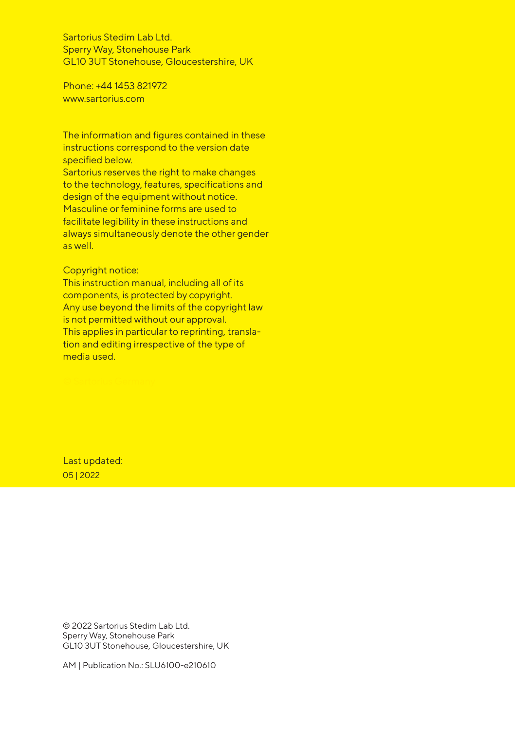Sartorius Stedim Lab Ltd.
Sperry Way, Stonehouse Park
GL10 3UT Stonehouse, Gloucestershire, UK

Phone: +44 1453 821972
www.sartorius.com

The information and figures contained in these instructions correspond to the version date specified below.
Sartorius reserves the right to make changes to the technology, features, specifications and design of the equipment without notice.
Masculine or feminine forms are used to facilitate legibility in these instructions and always simultaneously denote the other gender as well.

Copyright notice:
This instruction manual, including all of its components, is protected by copyright.
Any use beyond the limits of the copyright law is not permitted without our approval.
This applies in particular to reprinting, translation and editing irrespective of the type of media used.

Last updated:
05 | 2022

© 2022 Sartorius Stedim Lab Ltd.
Sperry Way, Stonehouse Park
GL10 3UT Stonehouse, Gloucestershire, UK

AM | Publication No.: SLU6100-e210610